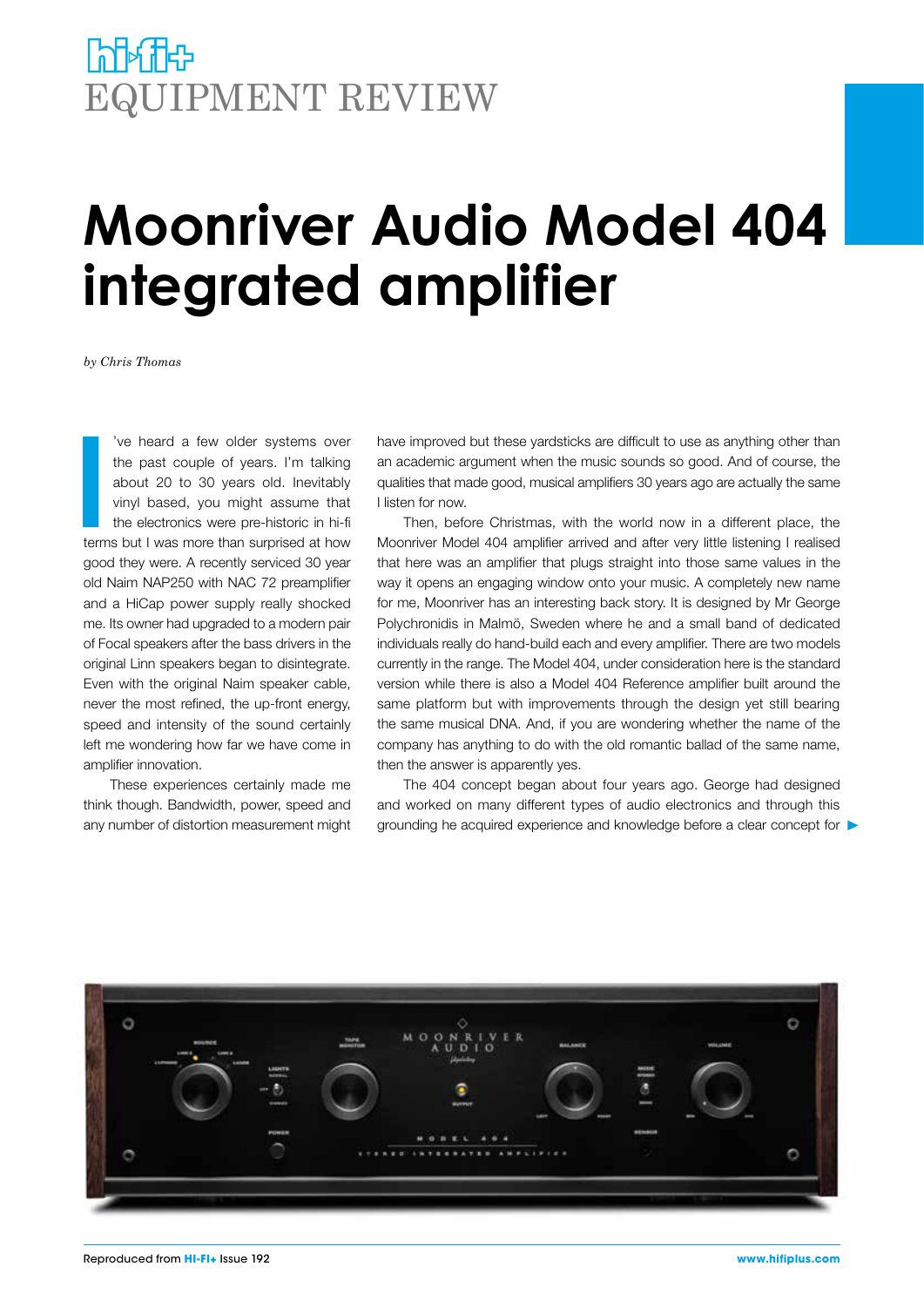# EQUIPMENT REVIEW

# Moonriver Audio Model 404 integrated amplifier

*by Chris Thomas*

I've heard a few older systems over the past couple of years. I'm talking about 20 to 30 years old. Inevitably vinyl based, you might assume that the electronics were pre-historic in hi-fi terms but I was more than surprised at how good they were. A recently serviced 30 year old Naim NAP250 with NAC 72 preamplifier and a HiCap power supply really shocked me. Its owner had upgraded to a modern pair of Focal speakers after the bass drivers in the original Linn speakers began to disintegrate. Even with the original Naim speaker cable, never the most refined, the up-front energy, speed and intensity of the sound certainly left me wondering how far we have come in amplifier innovation.

These experiences certainly made me think though. Bandwidth, power, speed and any number of distortion measurement might have improved but these yardsticks are difficult to use as anything other than an academic argument when the music sounds so good. And of course, the qualities that made good, musical amplifiers 30 years ago are actually the same I listen for now.

Then, before Christmas, with the world now in a different place, the Moonriver Model 404 amplifier arrived and after very little listening I realised that here was an amplifier that plugs straight into those same values in the way it opens an engaging window onto your music. A completely new name for me, Moonriver has an interesting back story. It is designed by Mr George Polychronidis in Malmö, Sweden where he and a small band of dedicated individuals really do hand-build each and every amplifier. There are two models currently in the range. The Model 404, under consideration here is the standard version while there is also a Model 404 Reference amplifier built around the same platform but with improvements through the design yet still bearing the same musical DNA. And, if you are wondering whether the name of the company has anything to do with the old romantic ballad of the same name, then the answer is apparently yes.

The 404 concept began about four years ago. George had designed and worked on many different types of audio electronics and through this grounding he acquired experience and knowledge before a clear concept for ▶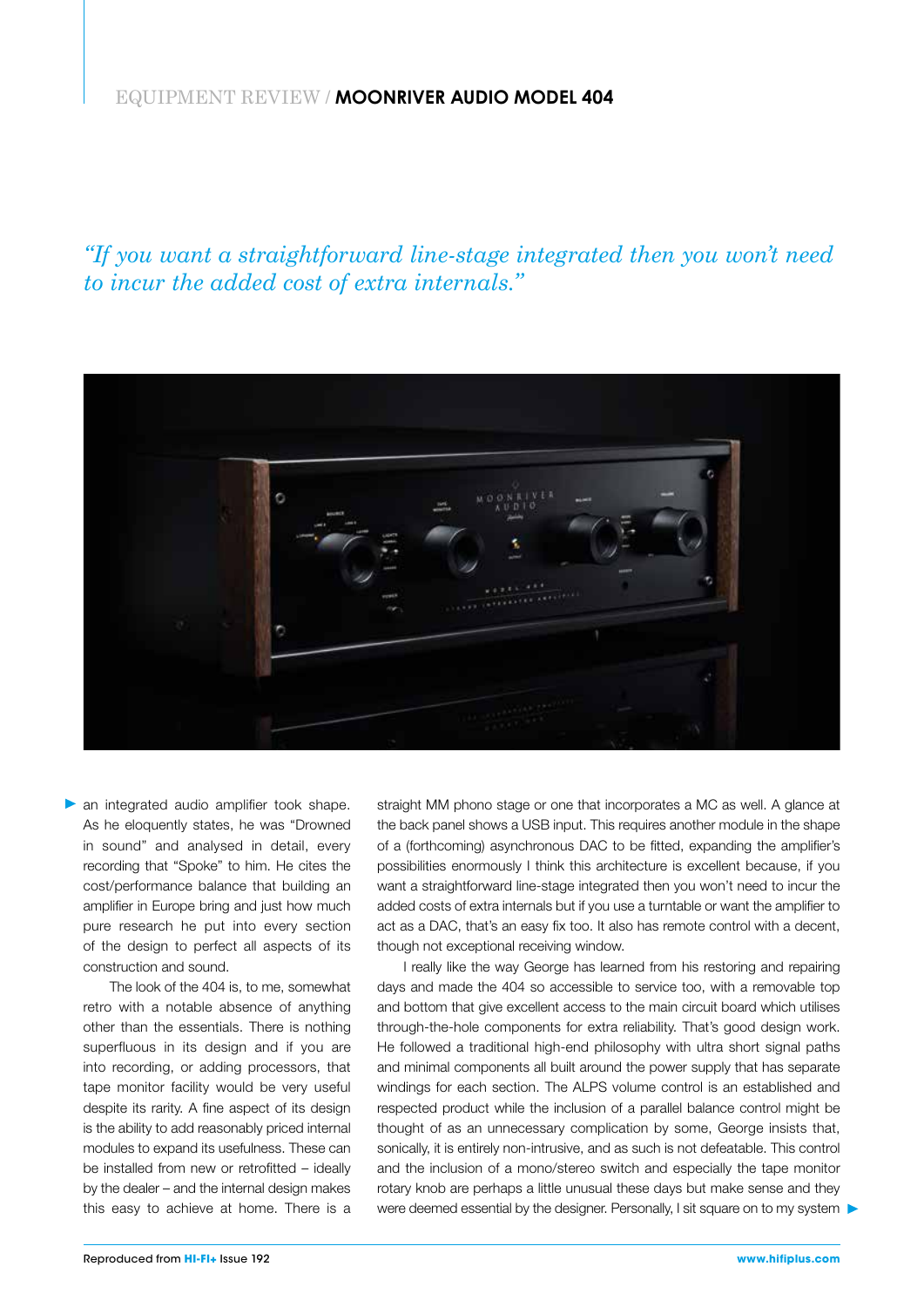*"If you want a straightforward line-stage integrated then you won't need to incur the added cost of extra internals."*

an integrated audio amplifier took shape. As he eloquently states, he was "Drowned in sound" and analysed in detail, every recording that "Spoke" to him. He cites the cost/performance balance that building an amplifier in Europe bring and just how much pure research he put into every section of the design to perfect all aspects of its construction and sound.

The look of the 404 is, to me, somewhat retro with a notable absence of anything other than the essentials. There is nothing superfluous in its design and if you are into recording, or adding processors, that tape monitor facility would be very useful despite its rarity. A fine aspect of its design is the ability to add reasonably priced internal modules to expand its usefulness. These can be installed from new or retrofitted – ideally by the dealer – and the internal design makes this easy to achieve at home. There is a straight MM phono stage or one that incorporates a MC as well. A glance at the back panel shows a USB input. This requires another module in the shape of a (forthcoming) asynchronous DAC to be fitted, expanding the amplifier's possibilities enormously I think this architecture is excellent because, if you want a straightforward line-stage integrated then you won't need to incur the added costs of extra internals but if you use a turntable or want the amplifier to act as a DAC, that's an easy fix too. It also has remote control with a decent, though not exceptional receiving window.

I really like the way George has learned from his restoring and repairing days and made the 404 so accessible to service too, with a removable top and bottom that give excellent access to the main circuit board which utilises through-the-hole components for extra reliability. That's good design work. He followed a traditional high-end philosophy with ultra short signal paths and minimal components all built around the power supply that has separate windings for each section. The ALPS volume control is an established and respected product while the inclusion of a parallel balance control might be thought of as an unnecessary complication by some, George insists that, sonically, it is entirely non-intrusive, and as such is not defeatable. This control and the inclusion of a mono/stereo switch and especially the tape monitor rotary knob are perhaps a little unusual these days but make sense and they were deemed essential by the designer. Personally, I sit square on to my system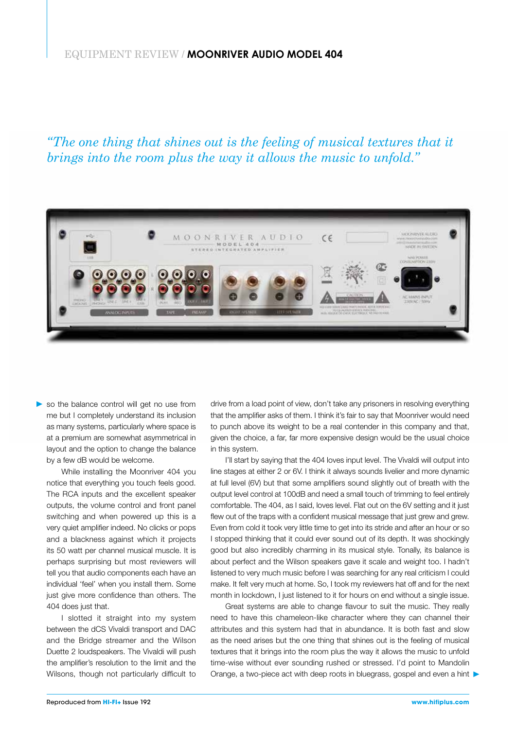*"The one thing that shines out is the feeling of musical textures that it brings into the room plus the way it allows the music to unfold."*

so the balance control will get no use from me but I completely understand its inclusion as many systems, particularly where space is at a premium are somewhat asymmetrical in layout and the option to change the balance by a few dB would be welcome.

While installing the Moonriver 404 you notice that everything you touch feels good. The RCA inputs and the excellent speaker outputs, the volume control and front panel switching and when powered up this is a very quiet amplifier indeed. No clicks or pops and a blackness against which it projects its 50 watt per channel musical muscle. It is perhaps surprising but most reviewers will tell you that audio components each have an individual 'feel' when you install them. Some just give more confidence than others. The 404 does just that.

I slotted it straight into my system between the dCS Vivaldi transport and DAC and the Bridge streamer and the Wilson Duette 2 loudspeakers. The Vivaldi will push the amplifier's resolution to the limit and the Wilsons, though not particularly difficult to drive from a load point of view, don't take any prisoners in resolving everything that the amplifier asks of them. I think it's fair to say that Moonriver would need to punch above its weight to be a real contender in this company and that, given the choice, a far, far more expensive design would be the usual choice in this system.

I'll start by saying that the 404 loves input level. The Vivaldi will output into line stages at either 2 or 6V. I think it always sounds livelier and more dynamic at full level (6V) but that some amplifiers sound slightly out of breath with the output level control at 100dB and need a small touch of trimming to feel entirely comfortable. The 404, as I said, loves level. Flat out on the 6V setting and it just flew out of the traps with a confident musical message that just grew and grew. Even from cold it took very little time to get into its stride and after an hour or so I stopped thinking that it could ever sound out of its depth. It was shockingly good but also incredibly charming in its musical style. Tonally, its balance is about perfect and the Wilson speakers gave it scale and weight too. I hadn't listened to very much music before I was searching for any real criticism I could make. It felt very much at home. So, I took my reviewers hat off and for the next month in lockdown, I just listened to it for hours on end without a single issue.

Great systems are able to change flavour to suit the music. They really need to have this chameleon-like character where they can channel their attributes and this system had that in abundance. It is both fast and slow as the need arises but the one thing that shines out is the feeling of musical textures that it brings into the room plus the way it allows the music to unfold time-wise without ever sounding rushed or stressed. I'd point to Mandolin Orange, a two-piece act with deep roots in bluegrass, gospel and even a hint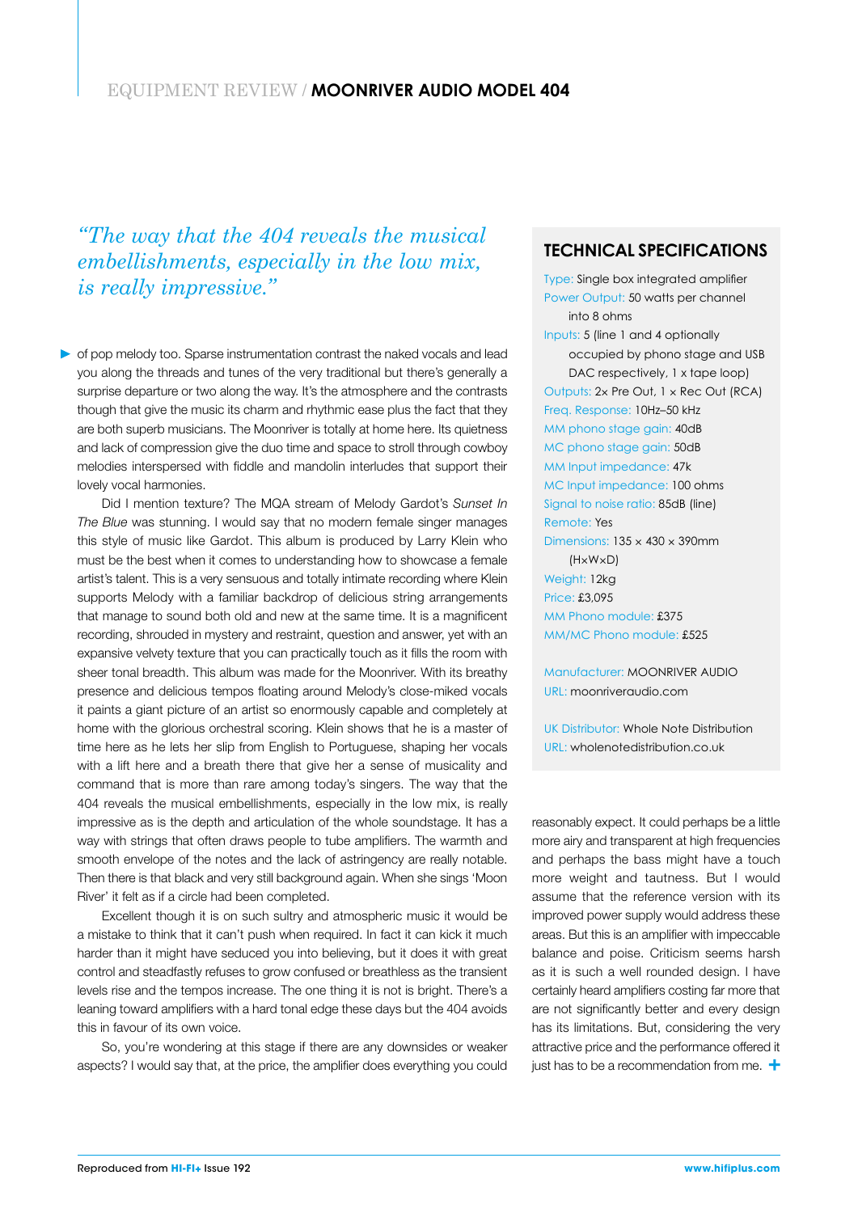> *"The way that the 404 reveals the musical embellishments, especially in the low mix, is really impressive."*

of pop melody too. Sparse instrumentation contrast the naked vocals and lead you along the threads and tunes of the very traditional but there's generally a surprise departure or two along the way. It's the atmosphere and the contrasts though that give the music its charm and rhythmic ease plus the fact that they are both superb musicians. The Moonriver is totally at home here. Its quietness and lack of compression give the duo time and space to stroll through cowboy melodies interspersed with fiddle and mandolin interludes that support their lovely vocal harmonies.

Did I mention texture? The MQA stream of Melody Gardot's *Sunset In The Blue* was stunning. I would say that no modern female singer manages this style of music like Gardot. This album is produced by Larry Klein who must be the best when it comes to understanding how to showcase a female artist's talent. This is a very sensuous and totally intimate recording where Klein supports Melody with a familiar backdrop of delicious string arrangements that manage to sound both old and new at the same time. It is a magnificent recording, shrouded in mystery and restraint, question and answer, yet with an expansive velvety texture that you can practically touch as it fills the room with sheer tonal breadth. This album was made for the Moonriver. With its breathy presence and delicious tempos floating around Melody's close-miked vocals it paints a giant picture of an artist so enormously capable and completely at home with the glorious orchestral scoring. Klein shows that he is a master of time here as he lets her slip from English to Portuguese, shaping her vocals with a lift here and a breath there that give her a sense of musicality and command that is more than rare among today's singers. The way that the 404 reveals the musical embellishments, especially in the low mix, is really impressive as is the depth and articulation of the whole soundstage. It has a way with strings that often draws people to tube amplifiers. The warmth and smooth envelope of the notes and the lack of astringency are really notable. Then there is that black and very still background again. When she sings 'Moon River' it felt as if a circle had been completed.

Excellent though it is on such sultry and atmospheric music it would be a mistake to think that it can't push when required. In fact it can kick it much harder than it might have seduced you into believing, but it does it with great control and steadfastly refuses to grow confused or breathless as the transient levels rise and the tempos increase. The one thing it is not is bright. There's a leaning toward amplifiers with a hard tonal edge these days but the 404 avoids this in favour of its own voice.

So, you're wondering at this stage if there are any downsides or weaker aspects? I would say that, at the price, the amplifier does everything you could reasonably expect. It could perhaps be a little more airy and transparent at high frequencies and perhaps the bass might have a touch more weight and tautness. But I would assume that the reference version with its improved power supply would address these areas. But this is an amplifier with impeccable balance and poise. Criticism seems harsh as it is such a well rounded design. I have certainly heard amplifiers costing far more that are not significantly better and every design has its limitations. But, considering the very attractive price and the performance offered it just has to be a recommendation from me. +

## TECHNICAL SPECIFICATIONS

Type: Single box integrated amplifier  
Power Output: 50 watts per channel into 8 ohms  
Inputs: 5 (line 1 and 4 optionally occupied by phono stage and USB DAC respectively, 1 x tape loop)  
Outputs: 2× Pre Out, 1 × Rec Out (RCA)  
Freq. Response: 10Hz–50 kHz  
MM phono stage gain: 40dB  
MC phono stage gain: 50dB  
MM Input impedance: 47k  
MC Input impedance: 100 ohms  
Signal to noise ratio: 85dB (line)  
Remote: Yes  
Dimensions: 135 × 430 × 390mm (H×W×D)  
Weight: 12kg  
Price: £3,095  
MM Phono module: £375  
MM/MC Phono module: £525

Manufacturer: MOONRIVER AUDIO  
URL: moonriveraudio.com

UK Distributor: Whole Note Distribution  
URL: wholenotedistribution.co.uk